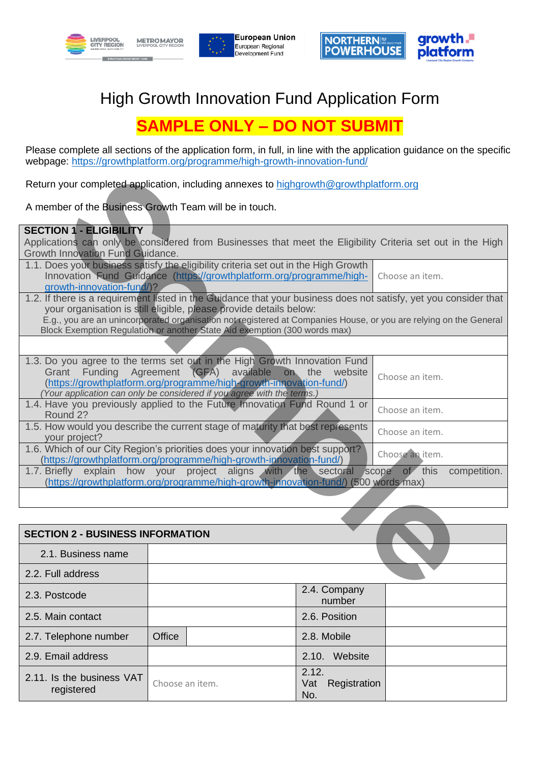# High Growth Innovation Fund Application Form

## SAMPLE ONLY – DO NOT SUBMIT

Please complete all sections of the application form, in full, in line with the application guidance on the specific webpage: https://growthplatform.org/programme/high-growth-innovation-fund/

Return your completed application, including annexes to highgrowth@growthplatform.org

A member of the Business Growth Team will be in touch.

| SECTION 1 - ELIGIBILITY<br>Applications can only be considered from Businesses that meet the Eligibility Criteria set out in the High Growth Innovation Fund Guidance. | |
|---|---|
| 1.1. Does your business satisfy the eligibility criteria set out in the High Growth Innovation Fund Guidance (https://growthplatform.org/programme/high-growth-innovation-fund/)? | Choose an item. |
| 1.2. If there is a requirement listed in the Guidance that your business does not satisfy, yet you consider that your organisation is still eligible, please provide details below:<br>E.g., you are an unincorporated organisation not registered at Companies House, or you are relying on the General Block Exemption Regulation or another State Aid exemption (300 words max) | |
| | |
| 1.3. Do you agree to the terms set out in the High Growth Innovation Fund Grant Funding Agreement (GFA) available on the website (https://growthplatform.org/programme/high-growth-innovation-fund/)<br>*(Your application can only be considered if you agree with the terms.)* | Choose an item. |
| 1.4. Have you previously applied to the Future Innovation Fund Round 1 or Round 2? | Choose an item. |
| 1.5. How would you describe the current stage of maturity that best represents your project? | Choose an item. |
| 1.6. Which of our City Region's priorities does your innovation best support? (https://growthplatform.org/programme/high-growth-innovation-fund/) | Choose an item. |
| 1.7. Briefly explain how your project aligns with the sectoral scope of this competition. (https://growthplatform.org/programme/high-growth-innovation-fund/) (500 words max) | |
| | |

| SECTION 2 - BUSINESS INFORMATION | | | | |
|---|---|---|---|---|
| 2.1. Business name | | | | |
| 2.2. Full address | | | | |
| 2.3. Postcode | | | 2.4. Company number | |
| 2.5. Main contact | | | 2.6. Position | |
| 2.7. Telephone number | Office | | 2.8. Mobile | |
| 2.9. Email address | | | 2.10. Website | |
| 2.11. Is the business VAT registered | Choose an item. | | 2.12. Vat Registration No. | |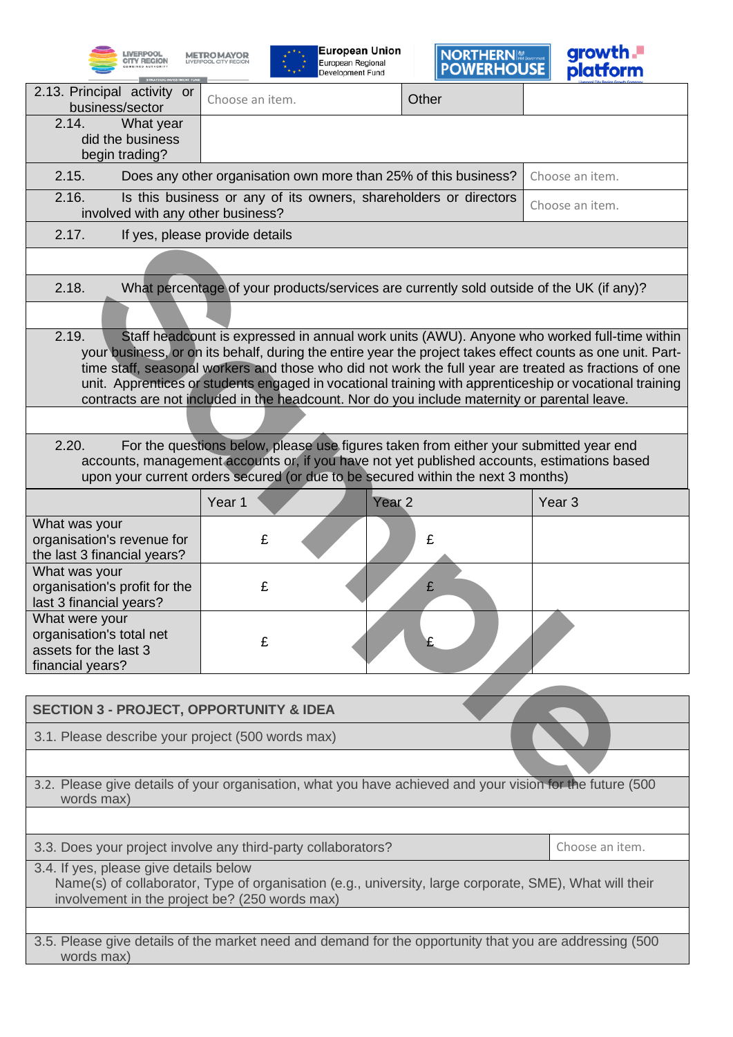| 2.13. Principal activity or business/sector | Choose an item. | Other | |
|---|---|---|---|
| 2.14. What year did the business begin trading? | | | |
| 2.15. Does any other organisation own more than 25% of this business? | | | Choose an item. |
| 2.16. Is this business or any of its owners, shareholders or directors involved with any other business? | | | Choose an item. |

| 2.17. If yes, please provide details |
|---|
| |
| 2.18. What percentage of your products/services are currently sold outside of the UK (if any)? |
| |
| 2.19. Staff headcount is expressed in annual work units (AWU). Anyone who worked full-time within your business, or on its behalf, during the entire year the project takes effect counts as one unit. Part-time staff, seasonal workers and those who did not work the full year are treated as fractions of one unit. Apprentices or students engaged in vocational training with apprenticeship or vocational training contracts are not included in the headcount. Nor do you include maternity or parental leave. |
| |
| 2.20. For the questions below, please use figures taken from either your submitted year end accounts, management accounts or, if you have not yet published accounts, estimations based upon your current orders secured (or due to be secured within the next 3 months) |

| | Year 1 | Year 2 | Year 3 |
|---|---|---|---|
| What was your organisation's revenue for the last 3 financial years? | £ | £ | |
| What was your organisation's profit for the last 3 financial years? | £ | £ | |
| What were your organisation's total net assets for the last 3 financial years? | £ | £ | |

| SECTION 3 - PROJECT, OPPORTUNITY & IDEA | |
|---|---|
| 3.1. Please describe your project (500 words max) | |
| | |
| 3.2. Please give details of your organisation, what you have achieved and your vision for the future (500 words max) | |
| | |
| 3.3. Does your project involve any third-party collaborators? | Choose an item. |
| 3.4. If yes, please give details below<br>Name(s) of collaborator, Type of organisation (e.g., university, large corporate, SME), What will their involvement in the project be? (250 words max) | |
| | |
| 3.5. Please give details of the market need and demand for the opportunity that you are addressing (500 words max) | |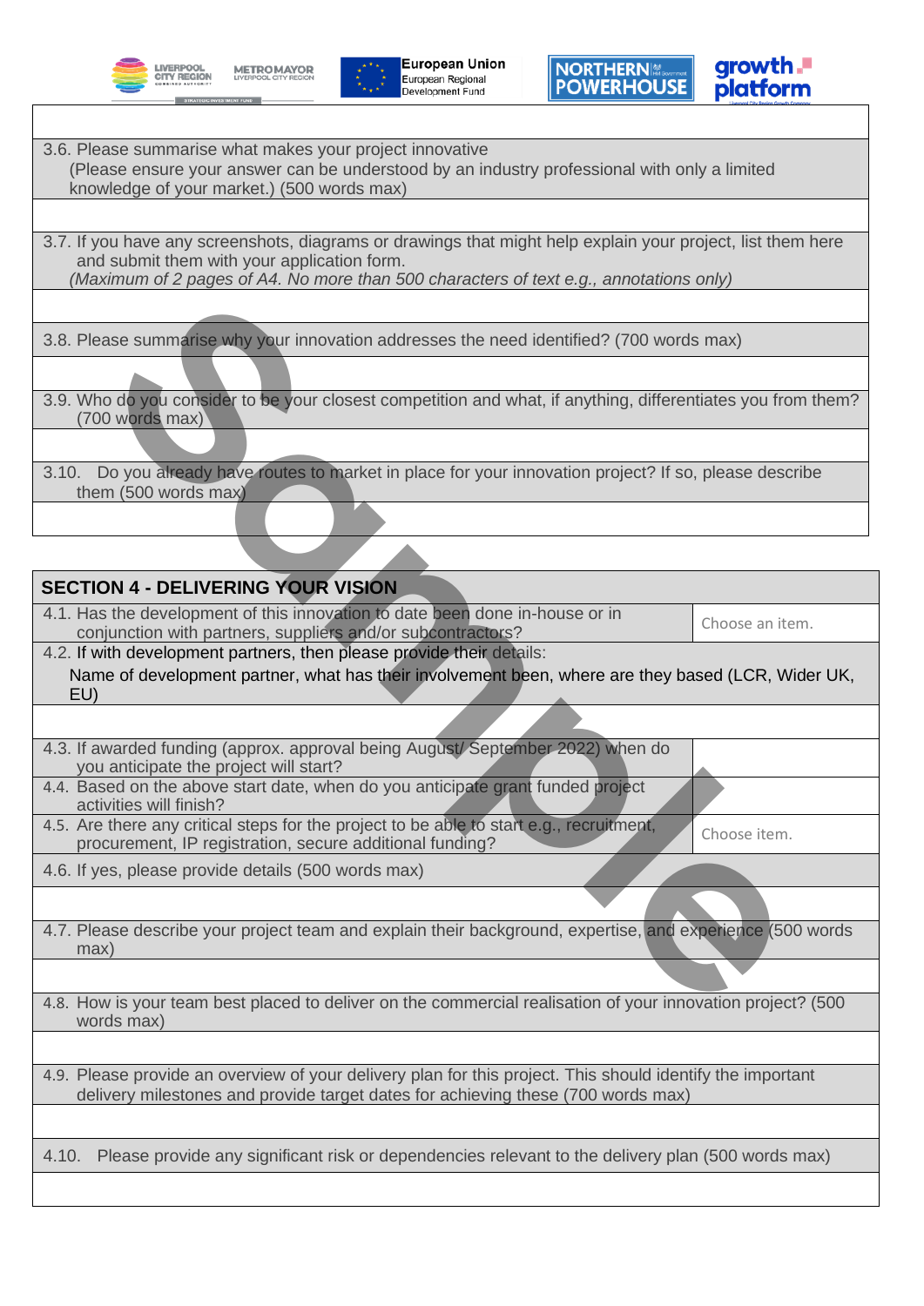| |
|---|
| 3.6. Please summarise what makes your project innovative<br>(Please ensure your answer can be understood by an industry professional with only a limited knowledge of your market.) (500 words max) |
| |
| 3.7. If you have any screenshots, diagrams or drawings that might help explain your project, list them here and submit them with your application form.<br>*(Maximum of 2 pages of A4. No more than 500 characters of text e.g., annotations only)* |
| |
| 3.8. Please summarise why your innovation addresses the need identified? (700 words max) |
| |
| 3.9. Who do you consider to be your closest competition and what, if anything, differentiates you from them? (700 words max) |
| |
| 3.10. Do you already have routes to market in place for your innovation project? If so, please describe them (500 words max) |
| |

| **SECTION 4 - DELIVERING YOUR VISION** | |
|---|---|
| 4.1. Has the development of this innovation to date been done in-house or in conjunction with partners, suppliers and/or subcontractors? | Choose an item. |
| 4.2. If with development partners, then please provide their details:<br>Name of development partner, what has their involvement been, where are they based (LCR, Wider UK, EU) | |
| | |
| 4.3. If awarded funding (approx. approval being August/ September 2022) when do you anticipate the project will start? | |
| 4.4. Based on the above start date, when do you anticipate grant funded project activities will finish? | |
| 4.5. Are there any critical steps for the project to be able to start e.g., recruitment, procurement, IP registration, secure additional funding? | Choose item. |
| 4.6. If yes, please provide details (500 words max) | |
| | |
| 4.7. Please describe your project team and explain their background, expertise, and experience (500 words max) | |
| | |
| 4.8. How is your team best placed to deliver on the commercial realisation of your innovation project? (500 words max) | |
| | |
| 4.9. Please provide an overview of your delivery plan for this project. This should identify the important delivery milestones and provide target dates for achieving these (700 words max) | |
| | |
| 4.10. Please provide any significant risk or dependencies relevant to the delivery plan (500 words max) | |
| | |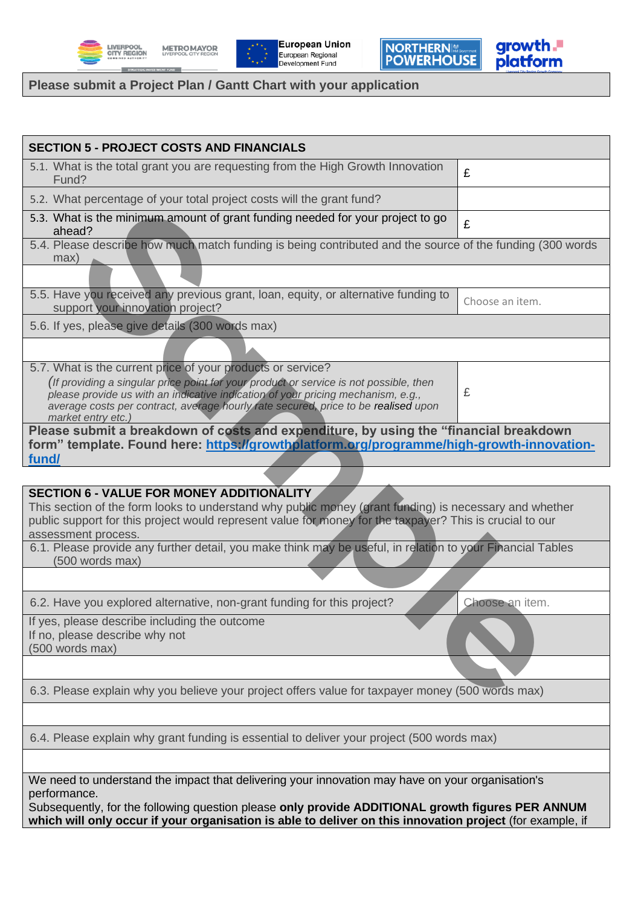**Please submit a Project Plan / Gantt Chart with your application**

| **SECTION 5 - PROJECT COSTS AND FINANCIALS** | |
|---|---|
| 5.1. What is the total grant you are requesting from the High Growth Innovation Fund? | £ |
| 5.2. What percentage of your total project costs will the grant fund? | |
| 5.3. What is the minimum amount of grant funding needed for your project to go ahead? | £ |
| 5.4. Please describe how much match funding is being contributed and the source of the funding (300 words max) | |
| | |
| 5.5. Have you received any previous grant, loan, equity, or alternative funding to support your innovation project? | Choose an item. |
| 5.6. If yes, please give details (300 words max) | |
| | |
| 5.7. What is the current price of your products or service? *(If providing a singular price point for your product or service is not possible, then please provide us with an indicative indication of your pricing mechanism, e.g., average costs per contract, average hourly rate secured, price to be realised upon market entry etc.)* | £ |
| **Please submit a breakdown of costs and expenditure, by using the "financial breakdown form" template. Found here: https://growthplatform.org/programme/high-growth-innovation-fund/** | |

| **SECTION 6 - VALUE FOR MONEY ADDITIONALITY** This section of the form looks to understand why public money (grant funding) is necessary and whether public support for this project would represent value for money for the taxpayer? This is crucial to our assessment process. | |
|---|---|
| 6.1. Please provide any further detail, you make think may be useful, in relation to your Financial Tables (500 words max) | |
| | |
| 6.2. Have you explored alternative, non-grant funding for this project? | Choose an item. |
| If yes, please describe including the outcome<br>If no, please describe why not<br>(500 words max) | |
| | |
| 6.3. Please explain why you believe your project offers value for taxpayer money (500 words max) | |
| | |
| 6.4. Please explain why grant funding is essential to deliver your project (500 words max) | |
| | |
| We need to understand the impact that delivering your innovation may have on your organisation's performance.<br>Subsequently, for the following question please **only provide ADDITIONAL growth figures PER ANNUM which will only occur if your organisation is able to deliver on this innovation project** (for example, if | |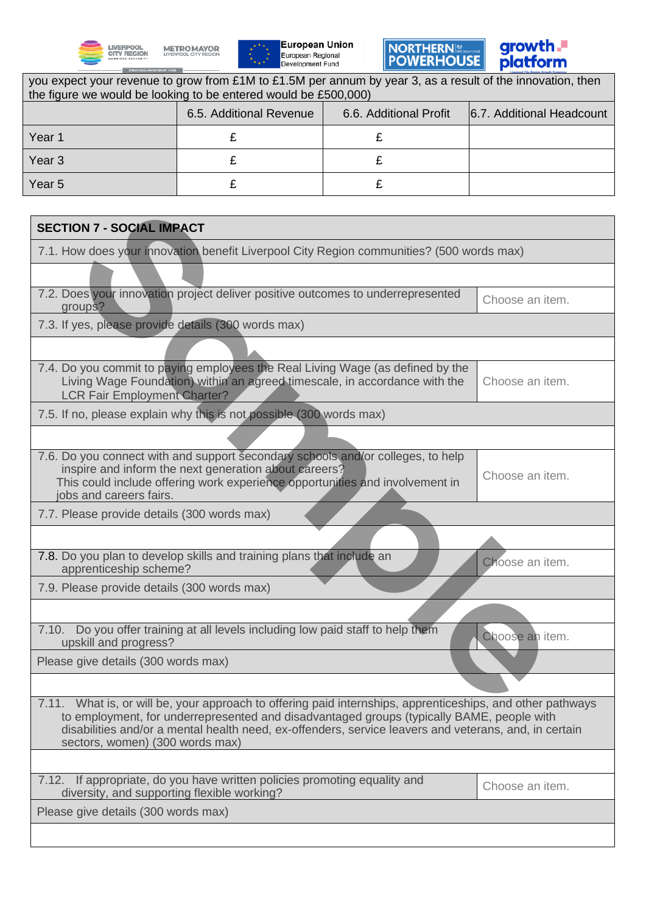| you expect your revenue to grow from £1M to £1.5M per annum by year 3, as a result of the innovation, then the figure we would be looking to be entered would be £500,000) | | | |
|---|---|---|---|
| | 6.5. Additional Revenue | 6.6. Additional Profit | 6.7. Additional Headcount |
| Year 1 | £ | £ | |
| Year 3 | £ | £ | |
| Year 5 | £ | £ | |

| SECTION 7 - SOCIAL IMPACT | |
|---|---|
| 7.1. How does your innovation benefit Liverpool City Region communities? (500 words max) | |
| | |
| 7.2. Does your innovation project deliver positive outcomes to underrepresented groups? | Choose an item. |
| 7.3. If yes, please provide details (300 words max) | |
| | |
| 7.4. Do you commit to paying employees the Real Living Wage (as defined by the Living Wage Foundation) within an agreed timescale, in accordance with the LCR Fair Employment Charter? | Choose an item. |
| 7.5. If no, please explain why this is not possible (300 words max) | |
| | |
| 7.6. Do you connect with and support secondary schools and/or colleges, to help inspire and inform the next generation about careers? This could include offering work experience opportunities and involvement in jobs and careers fairs. | Choose an item. |
| 7.7. Please provide details (300 words max) | |
| | |
| 7.8. Do you plan to develop skills and training plans that include an apprenticeship scheme? | Choose an item. |
| 7.9. Please provide details (300 words max) | |
| | |
| 7.10. Do you offer training at all levels including low paid staff to help them upskill and progress? | Choose an item. |
| Please give details (300 words max) | |
| | |
| 7.11. What is, or will be, your approach to offering paid internships, apprenticeships, and other pathways to employment, for underrepresented and disadvantaged groups (typically BAME, people with disabilities and/or a mental health need, ex-offenders, service leavers and veterans, and, in certain sectors, women) (300 words max) | |
| | |
| 7.12. If appropriate, do you have written policies promoting equality and diversity, and supporting flexible working? | Choose an item. |
| Please give details (300 words max) | |
| | |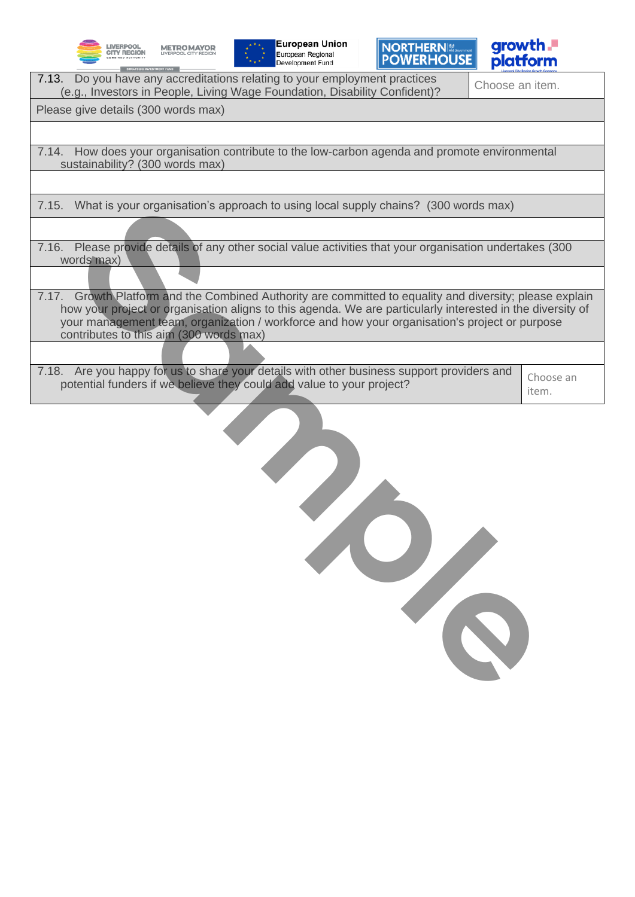| | |
|---|---|
| 7.13. Do you have any accreditations relating to your employment practices (e.g., Investors in People, Living Wage Foundation, Disability Confident)? | Choose an item. |
| Please give details (300 words max) | |
| | |
| 7.14. How does your organisation contribute to the low-carbon agenda and promote environmental sustainability? (300 words max) | |
| | |
| 7.15. What is your organisation's approach to using local supply chains? (300 words max) | |
| | |
| 7.16. Please provide details of any other social value activities that your organisation undertakes (300 words max) | |
| | |
| 7.17. Growth Platform and the Combined Authority are committed to equality and diversity; please explain how your project or organisation aligns to this agenda. We are particularly interested in the diversity of your management team, organization / workforce and how your organisation's project or purpose contributes to this aim (300 words max) | |
| | |
| 7.18. Are you happy for us to share your details with other business support providers and potential funders if we believe they could add value to your project? | Choose an item. |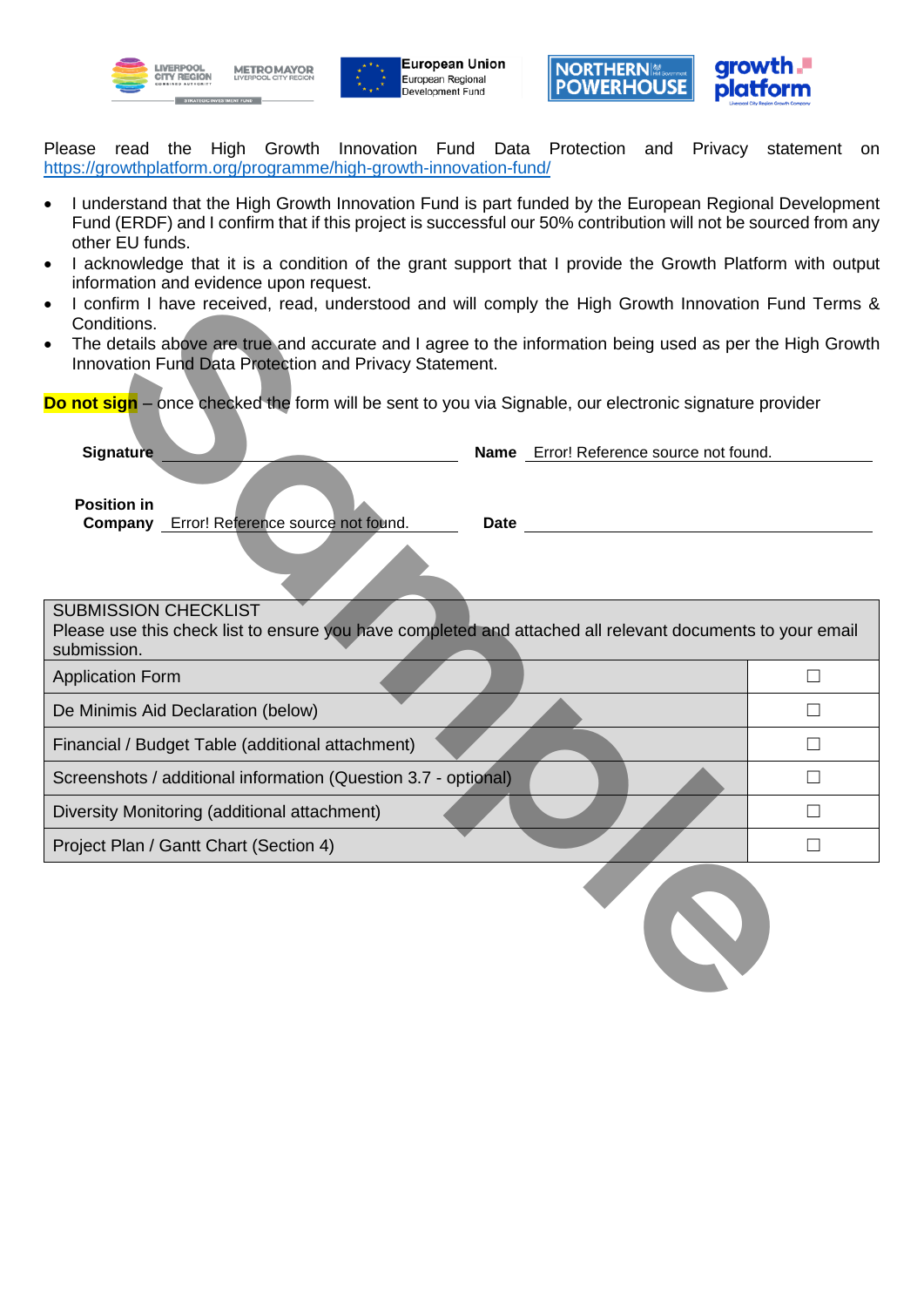Please read the High Growth Innovation Fund Data Protection and Privacy statement on https://growthplatform.org/programme/high-growth-innovation-fund/

- I understand that the High Growth Innovation Fund is part funded by the European Regional Development Fund (ERDF) and I confirm that if this project is successful our 50% contribution will not be sourced from any other EU funds.
- I acknowledge that it is a condition of the grant support that I provide the Growth Platform with output information and evidence upon request.
- I confirm I have received, read, understood and will comply the High Growth Innovation Fund Terms & Conditions.
- The details above are true and accurate and I agree to the information being used as per the High Growth Innovation Fund Data Protection and Privacy Statement.

**Do not sign** – once checked the form will be sent to you via Signable, our electronic signature provider

**Signature** \_\_\_\_\_\_\_\_\_\_\_\_\_\_\_\_\_\_\_\_ **Name** Error! Reference source not found.

**Position in Company** Error! Reference source not found. **Date** \_\_\_\_\_\_\_\_\_\_\_\_\_\_\_\_\_\_\_\_

| SUBMISSION CHECKLIST<br>Please use this check list to ensure you have completed and attached all relevant documents to your email submission. | |
|---|---|
| Application Form | ☐ |
| De Minimis Aid Declaration (below) | ☐ |
| Financial / Budget Table (additional attachment) | ☐ |
| Screenshots / additional information (Question 3.7 - optional) | ☐ |
| Diversity Monitoring (additional attachment) | ☐ |
| Project Plan / Gantt Chart (Section 4) | ☐ |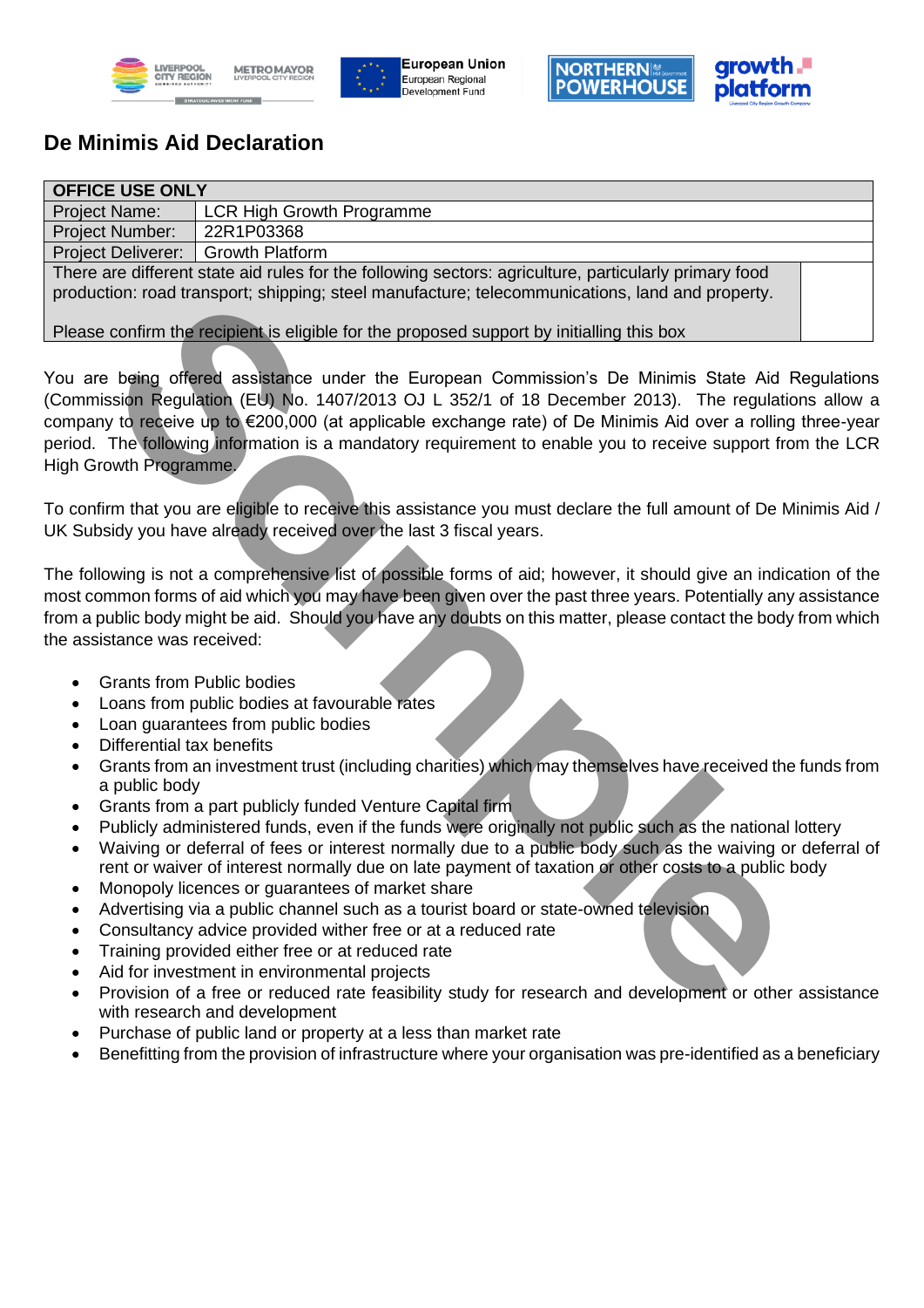# De Minimis Aid Declaration

| OFFICE USE ONLY | | |
|---|---|---|
| Project Name: | LCR High Growth Programme | |
| Project Number: | 22R1P03368 | |
| Project Deliverer: | Growth Platform | |
| There are different state aid rules for the following sectors: agriculture, particularly primary food production: road transport; shipping; steel manufacture; telecommunications, land and property.<br><br>Please confirm the recipient is eligible for the proposed support by initialling this box | | |

You are being offered assistance under the European Commission's De Minimis State Aid Regulations (Commission Regulation (EU) No. 1407/2013 OJ L 352/1 of 18 December 2013). The regulations allow a company to receive up to €200,000 (at applicable exchange rate) of De Minimis Aid over a rolling three-year period. The following information is a mandatory requirement to enable you to receive support from the LCR High Growth Programme.

To confirm that you are eligible to receive this assistance you must declare the full amount of De Minimis Aid / UK Subsidy you have already received over the last 3 fiscal years.

The following is not a comprehensive list of possible forms of aid; however, it should give an indication of the most common forms of aid which you may have been given over the past three years. Potentially any assistance from a public body might be aid. Should you have any doubts on this matter, please contact the body from which the assistance was received:

- Grants from Public bodies
- Loans from public bodies at favourable rates
- Loan guarantees from public bodies
- Differential tax benefits
- Grants from an investment trust (including charities) which may themselves have received the funds from a public body
- Grants from a part publicly funded Venture Capital firm
- Publicly administered funds, even if the funds were originally not public such as the national lottery
- Waiving or deferral of fees or interest normally due to a public body such as the waiving or deferral of rent or waiver of interest normally due on late payment of taxation or other costs to a public body
- Monopoly licences or guarantees of market share
- Advertising via a public channel such as a tourist board or state-owned television
- Consultancy advice provided wither free or at a reduced rate
- Training provided either free or at reduced rate
- Aid for investment in environmental projects
- Provision of a free or reduced rate feasibility study for research and development or other assistance with research and development
- Purchase of public land or property at a less than market rate
- Benefitting from the provision of infrastructure where your organisation was pre-identified as a beneficiary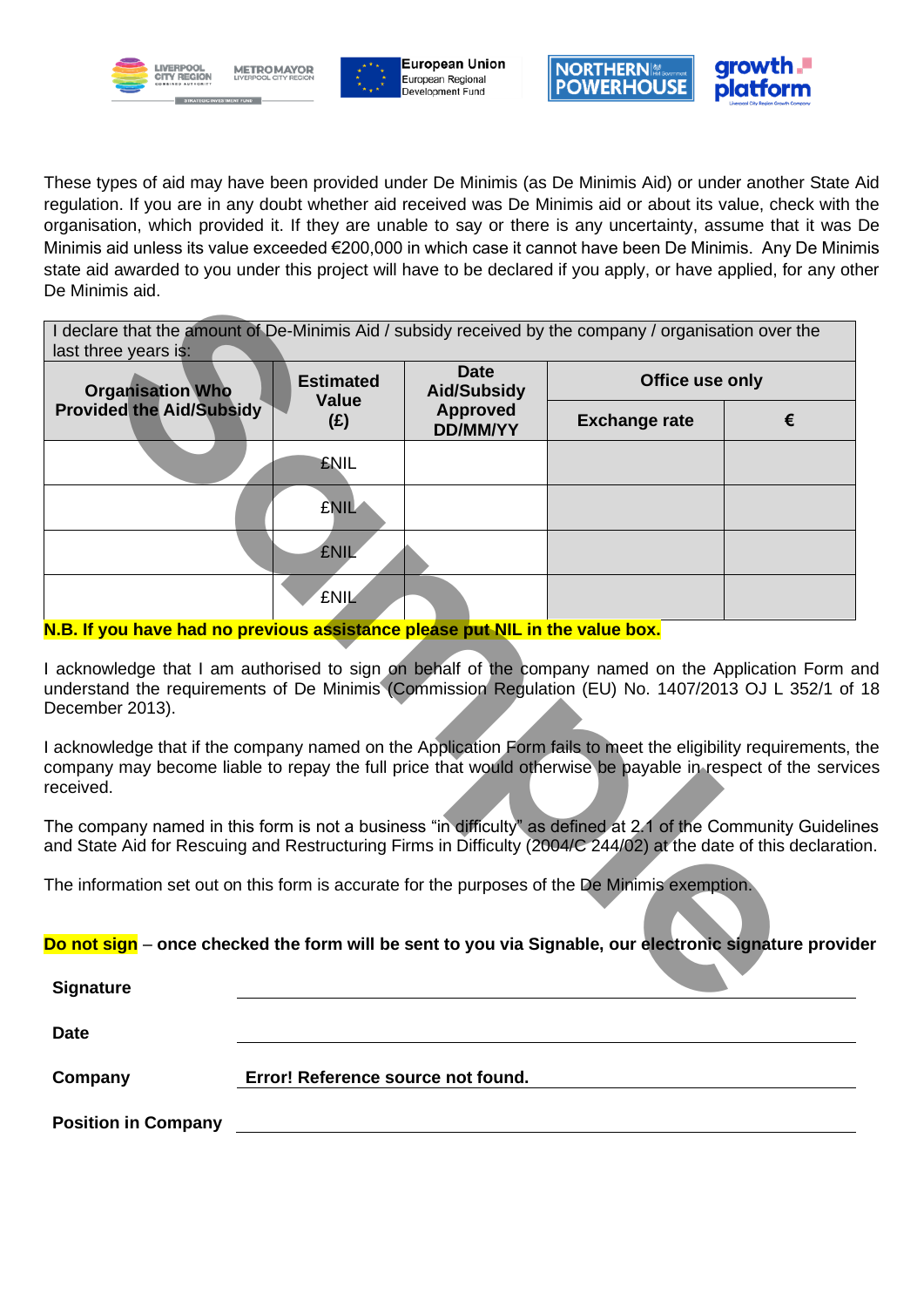These types of aid may have been provided under De Minimis (as De Minimis Aid) or under another State Aid regulation. If you are in any doubt whether aid received was De Minimis aid or about its value, check with the organisation, which provided it. If they are unable to say or there is any uncertainty, assume that it was De Minimis aid unless its value exceeded €200,000 in which case it cannot have been De Minimis. Any De Minimis state aid awarded to you under this project will have to be declared if you apply, or have applied, for any other De Minimis aid.

| I declare that the amount of De-Minimis Aid / subsidy received by the company / organisation over the last three years is: | | | | |
|---|---|---|---|---|
| **Organisation Who Provided the Aid/Subsidy** | **Estimated Value (£)** | **Date Aid/Subsidy Approved DD/MM/YY** | **Office use only** | |
| | | | **Exchange rate** | **€** |
| | £NIL | | | |
| | £NIL | | | |
| | £NIL | | | |
| | £NIL | | | |

**N.B. If you have had no previous assistance please put NIL in the value box.**

I acknowledge that I am authorised to sign on behalf of the company named on the Application Form and understand the requirements of De Minimis (Commission Regulation (EU) No. 1407/2013 OJ L 352/1 of 18 December 2013).

I acknowledge that if the company named on the Application Form fails to meet the eligibility requirements, the company may become liable to repay the full price that would otherwise be payable in respect of the services received.

The company named in this form is not a business "in difficulty" as defined at 2.1 of the Community Guidelines and State Aid for Rescuing and Restructuring Firms in Difficulty (2004/C 244/02) at the date of this declaration.

The information set out on this form is accurate for the purposes of the De Minimis exemption.

**Do not sign – once checked the form will be sent to you via Signable, our electronic signature provider**

**Signature** ______________________________

**Date** ______________________________

**Company** **Error! Reference source not found.**

**Position in Company** ______________________________

Sample